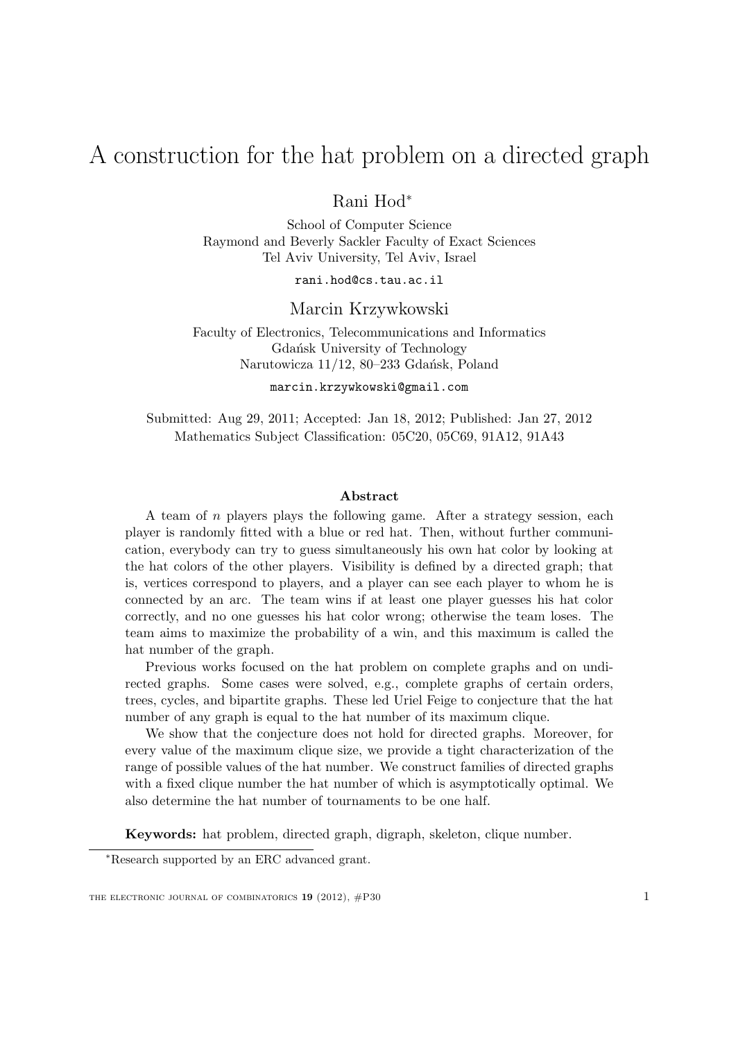# A construction for the hat problem on a directed graph

Rani Hod*

School of Computer Science
Raymond and Beverly Sackler Faculty of Exact Sciences
Tel Aviv University, Tel Aviv, Israel

rani.hod@cs.tau.ac.il

Marcin Krzywkowski

Faculty of Electronics, Telecommunications and Informatics
Gdańsk University of Technology
Narutowicza 11/12, 80–233 Gdańsk, Poland

marcin.krzywkowski@gmail.com

Submitted: Aug 29, 2011; Accepted: Jan 18, 2012; Published: Jan 27, 2012
Mathematics Subject Classification: 05C20, 05C69, 91A12, 91A43

## Abstract

A team of $n$ players plays the following game. After a strategy session, each player is randomly fitted with a blue or red hat. Then, without further communication, everybody can try to guess simultaneously his own hat color by looking at the hat colors of the other players. Visibility is defined by a directed graph; that is, vertices correspond to players, and a player can see each player to whom he is connected by an arc. The team wins if at least one player guesses his hat color correctly, and no one guesses his hat color wrong; otherwise the team loses. The team aims to maximize the probability of a win, and this maximum is called the hat number of the graph.

Previous works focused on the hat problem on complete graphs and on undirected graphs. Some cases were solved, e.g., complete graphs of certain orders, trees, cycles, and bipartite graphs. These led Uriel Feige to conjecture that the hat number of any graph is equal to the hat number of its maximum clique.

We show that the conjecture does not hold for directed graphs. Moreover, for every value of the maximum clique size, we provide a tight characterization of the range of possible values of the hat number. We construct families of directed graphs with a fixed clique number the hat number of which is asymptotically optimal. We also determine the hat number of tournaments to be one half.

**Keywords:** hat problem, directed graph, digraph, skeleton, clique number.

*Research supported by an ERC advanced grant.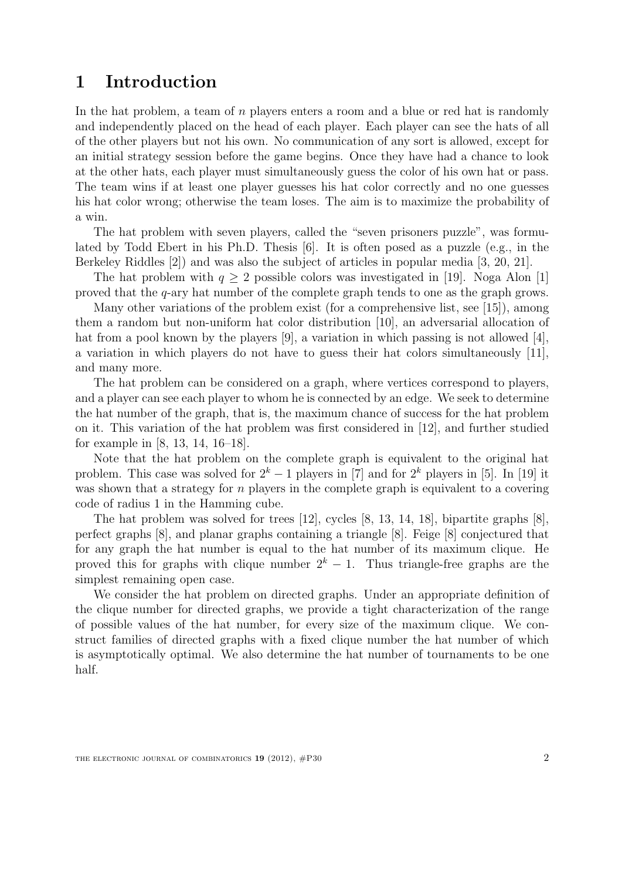# 1 Introduction

In the hat problem, a team of $n$ players enters a room and a blue or red hat is randomly and independently placed on the head of each player. Each player can see the hats of all of the other players but not his own. No communication of any sort is allowed, except for an initial strategy session before the game begins. Once they have had a chance to look at the other hats, each player must simultaneously guess the color of his own hat or pass. The team wins if at least one player guesses his hat color correctly and no one guesses his hat color wrong; otherwise the team loses. The aim is to maximize the probability of a win.

The hat problem with seven players, called the "seven prisoners puzzle", was formulated by Todd Ebert in his Ph.D. Thesis [6]. It is often posed as a puzzle (e.g., in the Berkeley Riddles [2]) and was also the subject of articles in popular media [3, 20, 21].

The hat problem with $q \geq 2$ possible colors was investigated in [19]. Noga Alon [1] proved that the $q$-ary hat number of the complete graph tends to one as the graph grows.

Many other variations of the problem exist (for a comprehensive list, see [15]), among them a random but non-uniform hat color distribution [10], an adversarial allocation of hat from a pool known by the players [9], a variation in which passing is not allowed [4], a variation in which players do not have to guess their hat colors simultaneously [11], and many more.

The hat problem can be considered on a graph, where vertices correspond to players, and a player can see each player to whom he is connected by an edge. We seek to determine the hat number of the graph, that is, the maximum chance of success for the hat problem on it. This variation of the hat problem was first considered in [12], and further studied for example in [8, 13, 14, 16–18].

Note that the hat problem on the complete graph is equivalent to the original hat problem. This case was solved for $2^k - 1$ players in [7] and for $2^k$ players in [5]. In [19] it was shown that a strategy for $n$ players in the complete graph is equivalent to a covering code of radius 1 in the Hamming cube.

The hat problem was solved for trees [12], cycles [8, 13, 14, 18], bipartite graphs [8], perfect graphs [8], and planar graphs containing a triangle [8]. Feige [8] conjectured that for any graph the hat number is equal to the hat number of its maximum clique. He proved this for graphs with clique number $2^k - 1$. Thus triangle-free graphs are the simplest remaining open case.

We consider the hat problem on directed graphs. Under an appropriate definition of the clique number for directed graphs, we provide a tight characterization of the range of possible values of the hat number, for every size of the maximum clique. We construct families of directed graphs with a fixed clique number the hat number of which is asymptotically optimal. We also determine the hat number of tournaments to be one half.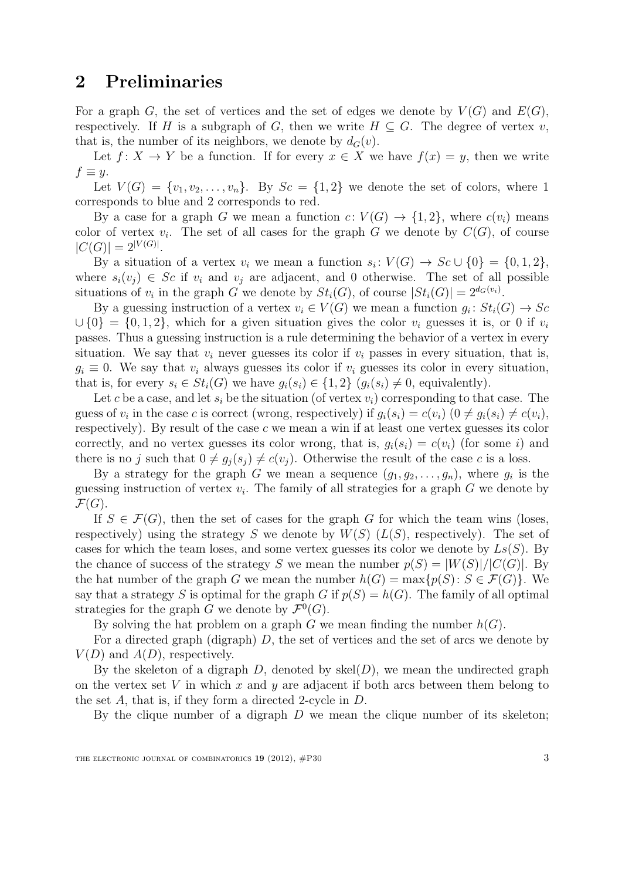## 2 Preliminaries

For a graph $G$, the set of vertices and the set of edges we denote by $V(G)$ and $E(G)$, respectively. If $H$ is a subgraph of $G$, then we write $H \subseteq G$. The degree of vertex $v$, that is, the number of its neighbors, we denote by $d_G(v)$.

Let $f: X \to Y$ be a function. If for every $x \in X$ we have $f(x) = y$, then we write $f \equiv y$.

Let $V(G) = \{v_1, v_2, \ldots, v_n\}$. By $Sc = \{1, 2\}$ we denote the set of colors, where 1 corresponds to blue and 2 corresponds to red.

By a case for a graph $G$ we mean a function $c: V(G) \to \{1, 2\}$, where $c(v_i)$ means color of vertex $v_i$. The set of all cases for the graph $G$ we denote by $C(G)$, of course $|C(G)| = 2^{|V(G)|}$.

By a situation of a vertex $v_i$ we mean a function $s_i: V(G) \to Sc \cup \{0\} = \{0, 1, 2\}$, where $s_i(v_j) \in Sc$ if $v_i$ and $v_j$ are adjacent, and 0 otherwise. The set of all possible situations of $v_i$ in the graph $G$ we denote by $St_i(G)$, of course $|St_i(G)| = 2^{d_G(v_i)}$.

By a guessing instruction of a vertex $v_i \in V(G)$ we mean a function $g_i: St_i(G) \to Sc \cup \{0\} = \{0, 1, 2\}$, which for a given situation gives the color $v_i$ guesses it is, or 0 if $v_i$ passes. Thus a guessing instruction is a rule determining the behavior of a vertex in every situation. We say that $v_i$ never guesses its color if $v_i$ passes in every situation, that is, $g_i \equiv 0$. We say that $v_i$ always guesses its color if $v_i$ guesses its color in every situation, that is, for every $s_i \in St_i(G)$ we have $g_i(s_i) \in \{1, 2\}$ ($g_i(s_i) \neq 0$, equivalently).

Let $c$ be a case, and let $s_i$ be the situation (of vertex $v_i$) corresponding to that case. The guess of $v_i$ in the case $c$ is correct (wrong, respectively) if $g_i(s_i) = c(v_i)$ ($0 \neq g_i(s_i) \neq c(v_i)$, respectively). By result of the case $c$ we mean a win if at least one vertex guesses its color correctly, and no vertex guesses its color wrong, that is, $g_i(s_i) = c(v_i)$ (for some $i$) and there is no $j$ such that $0 \neq g_j(s_j) \neq c(v_j)$. Otherwise the result of the case $c$ is a loss.

By a strategy for the graph $G$ we mean a sequence $(g_1, g_2, \ldots, g_n)$, where $g_i$ is the guessing instruction of vertex $v_i$. The family of all strategies for a graph $G$ we denote by $\mathcal{F}(G)$.

If $S \in \mathcal{F}(G)$, then the set of cases for the graph $G$ for which the team wins (loses, respectively) using the strategy $S$ we denote by $W(S)$ ($L(S)$, respectively). The set of cases for which the team loses, and some vertex guesses its color we denote by $Ls(S)$. By the chance of success of the strategy $S$ we mean the number $p(S) = |W(S)|/|C(G)|$. By the hat number of the graph $G$ we mean the number $h(G) = \max\{p(S): S \in \mathcal{F}(G)\}$. We say that a strategy $S$ is optimal for the graph $G$ if $p(S) = h(G)$. The family of all optimal strategies for the graph $G$ we denote by $\mathcal{F}^0(G)$.

By solving the hat problem on a graph $G$ we mean finding the number $h(G)$.

For a directed graph (digraph) $D$, the set of vertices and the set of arcs we denote by $V(D)$ and $A(D)$, respectively.

By the skeleton of a digraph $D$, denoted by $\text{skel}(D)$, we mean the undirected graph on the vertex set $V$ in which $x$ and $y$ are adjacent if both arcs between them belong to the set $A$, that is, if they form a directed 2-cycle in $D$.

By the clique number of a digraph $D$ we mean the clique number of its skeleton;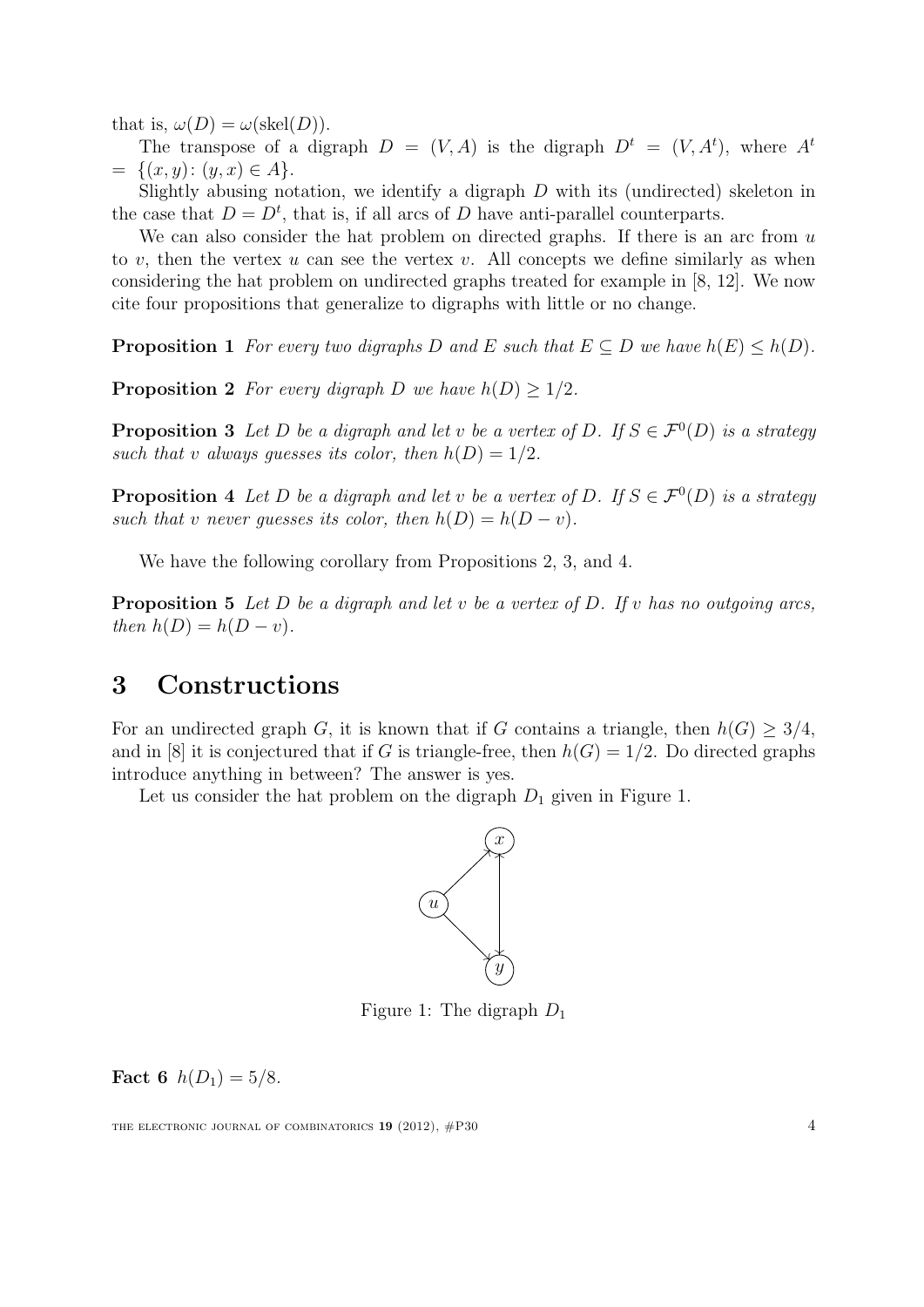that is, $\omega(D) = \omega(\text{skel}(D))$.

The transpose of a digraph $D = (V, A)$ is the digraph $D^t = (V, A^t)$, where $A^t = \{(x, y) : (y, x) \in A\}$.

Slightly abusing notation, we identify a digraph $D$ with its (undirected) skeleton in the case that $D = D^t$, that is, if all arcs of $D$ have anti-parallel counterparts.

We can also consider the hat problem on directed graphs. If there is an arc from $u$ to $v$, then the vertex $u$ can see the vertex $v$. All concepts we define similarly as when considering the hat problem on undirected graphs treated for example in [8, 12]. We now cite four propositions that generalize to digraphs with little or no change.

**Proposition 1** *For every two digraphs $D$ and $E$ such that $E \subseteq D$ we have $h(E) \leq h(D)$.*

**Proposition 2** *For every digraph $D$ we have $h(D) \geq 1/2$.*

**Proposition 3** *Let $D$ be a digraph and let $v$ be a vertex of $D$. If $S \in \mathcal{F}^0(D)$ is a strategy such that $v$ always guesses its color, then $h(D) = 1/2$.*

**Proposition 4** *Let $D$ be a digraph and let $v$ be a vertex of $D$. If $S \in \mathcal{F}^0(D)$ is a strategy such that $v$ never guesses its color, then $h(D) = h(D - v)$.*

We have the following corollary from Propositions 2, 3, and 4.

**Proposition 5** *Let $D$ be a digraph and let $v$ be a vertex of $D$. If $v$ has no outgoing arcs, then $h(D) = h(D - v)$.*

# 3 Constructions

For an undirected graph $G$, it is known that if $G$ contains a triangle, then $h(G) \geq 3/4$, and in [8] it is conjectured that if $G$ is triangle-free, then $h(G) = 1/2$. Do directed graphs introduce anything in between? The answer is yes.

Let us consider the hat problem on the digraph $D_1$ given in Figure 1.

Figure 1: The digraph $D_1$

**Fact 6** $h(D_1) = 5/8$.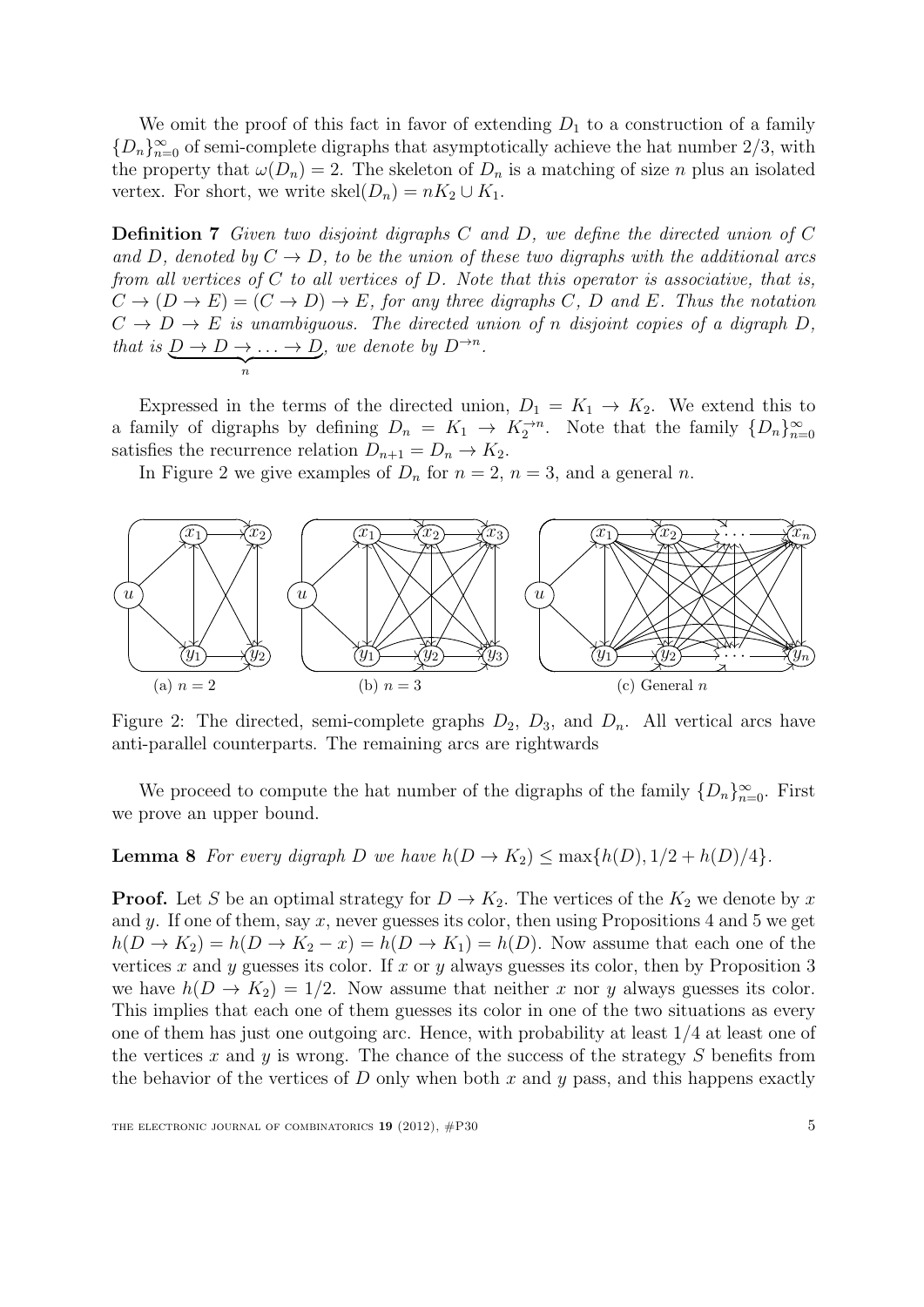We omit the proof of this fact in favor of extending $D_1$ to a construction of a family $\{D_n\}_{n=0}^{\infty}$ of semi-complete digraphs that asymptotically achieve the hat number $2/3$, with the property that $\omega(D_n) = 2$. The skeleton of $D_n$ is a matching of size $n$ plus an isolated vertex. For short, we write $\text{skel}(D_n) = nK_2 \cup K_1$.

**Definition 7** *Given two disjoint digraphs $C$ and $D$, we define the directed union of $C$ and $D$, denoted by $C \to D$, to be the union of these two digraphs with the additional arcs from all vertices of $C$ to all vertices of $D$. Note that this operator is associative, that is, $C \to (D \to E) = (C \to D) \to E$, for any three digraphs $C$, $D$ and $E$. Thus the notation $C \to D \to E$ is unambiguous. The directed union of $n$ disjoint copies of a digraph $D$, that is $\underbrace{D \to D \to \ldots \to D}_{n}$, we denote by $D^{\to n}$.*

Expressed in the terms of the directed union, $D_1 = K_1 \to K_2$. We extend this to a family of digraphs by defining $D_n = K_1 \to K_2^{\to n}$. Note that the family $\{D_n\}_{n=0}^{\infty}$ satisfies the recurrence relation $D_{n+1} = D_n \to K_2$.

In Figure 2 we give examples of $D_n$ for $n = 2$, $n = 3$, and a general $n$.

(a) $n = 2$ (b) $n = 3$ (c) General $n$

Figure 2: The directed, semi-complete graphs $D_2$, $D_3$, and $D_n$. All vertical arcs have anti-parallel counterparts. The remaining arcs are rightwards

We proceed to compute the hat number of the digraphs of the family $\{D_n\}_{n=0}^{\infty}$. First we prove an upper bound.

**Lemma 8** *For every digraph $D$ we have $h(D \to K_2) \leq \max\{h(D), 1/2 + h(D)/4\}$.*

**Proof.** Let $S$ be an optimal strategy for $D \to K_2$. The vertices of the $K_2$ we denote by $x$ and $y$. If one of them, say $x$, never guesses its color, then using Propositions 4 and 5 we get $h(D \to K_2) = h(D \to K_2 - x) = h(D \to K_1) = h(D)$. Now assume that each one of the vertices $x$ and $y$ guesses its color. If $x$ or $y$ always guesses its color, then by Proposition 3 we have $h(D \to K_2) = 1/2$. Now assume that neither $x$ nor $y$ always guesses its color. This implies that each one of them guesses its color in one of the two situations as every one of them has just one outgoing arc. Hence, with probability at least $1/4$ at least one of the vertices $x$ and $y$ is wrong. The chance of the success of the strategy $S$ benefits from the behavior of the vertices of $D$ only when both $x$ and $y$ pass, and this happens exactly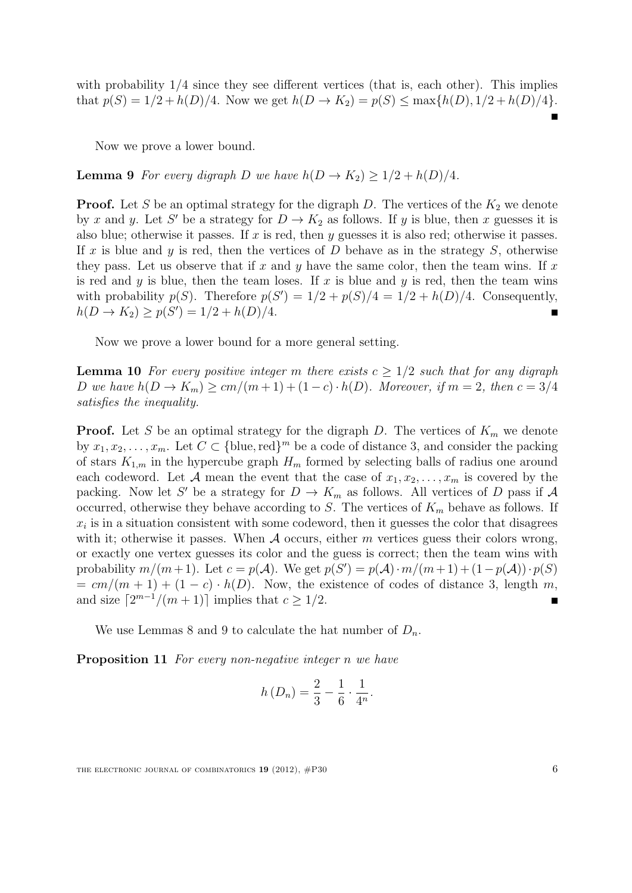with probability 1/4 since they see different vertices (that is, each other). This implies that $p(S) = 1/2 + h(D)/4$. Now we get $h(D \to K_2) = p(S) \le \max\{h(D), 1/2 + h(D)/4\}$. ∎

Now we prove a lower bound.

**Lemma 9** *For every digraph $D$ we have $h(D \to K_2) \ge 1/2 + h(D)/4$.*

**Proof.** Let $S$ be an optimal strategy for the digraph $D$. The vertices of the $K_2$ we denote by $x$ and $y$. Let $S'$ be a strategy for $D \to K_2$ as follows. If $y$ is blue, then $x$ guesses it is also blue; otherwise it passes. If $x$ is red, then $y$ guesses it is also red; otherwise it passes. If $x$ is blue and $y$ is red, then the vertices of $D$ behave as in the strategy $S$, otherwise they pass. Let us observe that if $x$ and $y$ have the same color, then the team wins. If $x$ is red and $y$ is blue, then the team loses. If $x$ is blue and $y$ is red, then the team wins with probability $p(S)$. Therefore $p(S') = 1/2 + p(S)/4 = 1/2 + h(D)/4$. Consequently, $h(D \to K_2) \ge p(S') = 1/2 + h(D)/4$. ∎

Now we prove a lower bound for a more general setting.

**Lemma 10** *For every positive integer $m$ there exists $c \ge 1/2$ such that for any digraph $D$ we have $h(D \to K_m) \ge cm/(m+1) + (1-c) \cdot h(D)$. Moreover, if $m = 2$, then $c = 3/4$ satisfies the inequality.*

**Proof.** Let $S$ be an optimal strategy for the digraph $D$. The vertices of $K_m$ we denote by $x_1, x_2, \ldots, x_m$. Let $C \subset \{\text{blue}, \text{red}\}^m$ be a code of distance 3, and consider the packing of stars $K_{1,m}$ in the hypercube graph $H_m$ formed by selecting balls of radius one around each codeword. Let $\mathcal{A}$ mean the event that the case of $x_1, x_2, \ldots, x_m$ is covered by the packing. Now let $S'$ be a strategy for $D \to K_m$ as follows. All vertices of $D$ pass if $\mathcal{A}$ occurred, otherwise they behave according to $S$. The vertices of $K_m$ behave as follows. If $x_i$ is in a situation consistent with some codeword, then it guesses the color that disagrees with it; otherwise it passes. When $\mathcal{A}$ occurs, either $m$ vertices guess their colors wrong, or exactly one vertex guesses its color and the guess is correct; then the team wins with probability $m/(m+1)$. Let $c = p(\mathcal{A})$. We get $p(S') = p(\mathcal{A}) \cdot m/(m+1) + (1 - p(\mathcal{A})) \cdot p(S)$ $= cm/(m+1) + (1-c) \cdot h(D)$. Now, the existence of codes of distance 3, length $m$, and size $\lceil 2^{m-1}/(m+1) \rceil$ implies that $c \ge 1/2$. ∎

We use Lemmas 8 and 9 to calculate the hat number of $D_n$.

**Proposition 11** *For every non-negative integer $n$ we have*

$$h(D_n) = \frac{2}{3} - \frac{1}{6} \cdot \frac{1}{4^n}.$$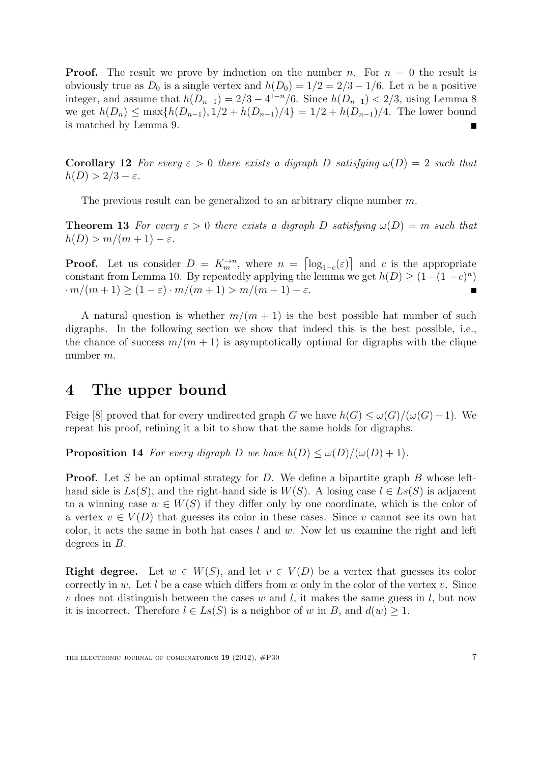**Proof.** The result we prove by induction on the number $n$. For $n = 0$ the result is obviously true as $D_0$ is a single vertex and $h(D_0) = 1/2 = 2/3 - 1/6$. Let $n$ be a positive integer, and assume that $h(D_{n-1}) = 2/3 - 4^{1-n}/6$. Since $h(D_{n-1}) < 2/3$, using Lemma 8 we get $h(D_n) \leq \max\{h(D_{n-1}), 1/2 + h(D_{n-1})/4\} = 1/2 + h(D_{n-1})/4$. The lower bound is matched by Lemma 9. ∎

**Corollary 12** *For every $\varepsilon > 0$ there exists a digraph $D$ satisfying $\omega(D) = 2$ such that $h(D) > 2/3 - \varepsilon$.*

The previous result can be generalized to an arbitrary clique number $m$.

**Theorem 13** *For every $\varepsilon > 0$ there exists a digraph $D$ satisfying $\omega(D) = m$ such that $h(D) > m/(m+1) - \varepsilon$.*

**Proof.** Let us consider $D = K_m^{\to n}$, where $n = \lceil \log_{1-c}(\varepsilon) \rceil$ and $c$ is the appropriate constant from Lemma 10. By repeatedly applying the lemma we get $h(D) \geq (1-(1-c)^n) \cdot m/(m+1) \geq (1-\varepsilon) \cdot m/(m+1) > m/(m+1) - \varepsilon$. ∎

A natural question is whether $m/(m+1)$ is the best possible hat number of such digraphs. In the following section we show that indeed this is the best possible, i.e., the chance of success $m/(m+1)$ is asymptotically optimal for digraphs with the clique number $m$.

# 4 The upper bound

Feige [8] proved that for every undirected graph $G$ we have $h(G) \leq \omega(G)/(\omega(G)+1)$. We repeat his proof, refining it a bit to show that the same holds for digraphs.

**Proposition 14** *For every digraph $D$ we have $h(D) \leq \omega(D)/(\omega(D)+1)$.*

**Proof.** Let $S$ be an optimal strategy for $D$. We define a bipartite graph $B$ whose left-hand side is $Ls(S)$, and the right-hand side is $W(S)$. A losing case $l \in Ls(S)$ is adjacent to a winning case $w \in W(S)$ if they differ only by one coordinate, which is the color of a vertex $v \in V(D)$ that guesses its color in these cases. Since $v$ cannot see its own hat color, it acts the same in both hat cases $l$ and $w$. Now let us examine the right and left degrees in $B$.

**Right degree.** Let $w \in W(S)$, and let $v \in V(D)$ be a vertex that guesses its color correctly in $w$. Let $l$ be a case which differs from $w$ only in the color of the vertex $v$. Since $v$ does not distinguish between the cases $w$ and $l$, it makes the same guess in $l$, but now it is incorrect. Therefore $l \in Ls(S)$ is a neighbor of $w$ in $B$, and $d(w) \geq 1$.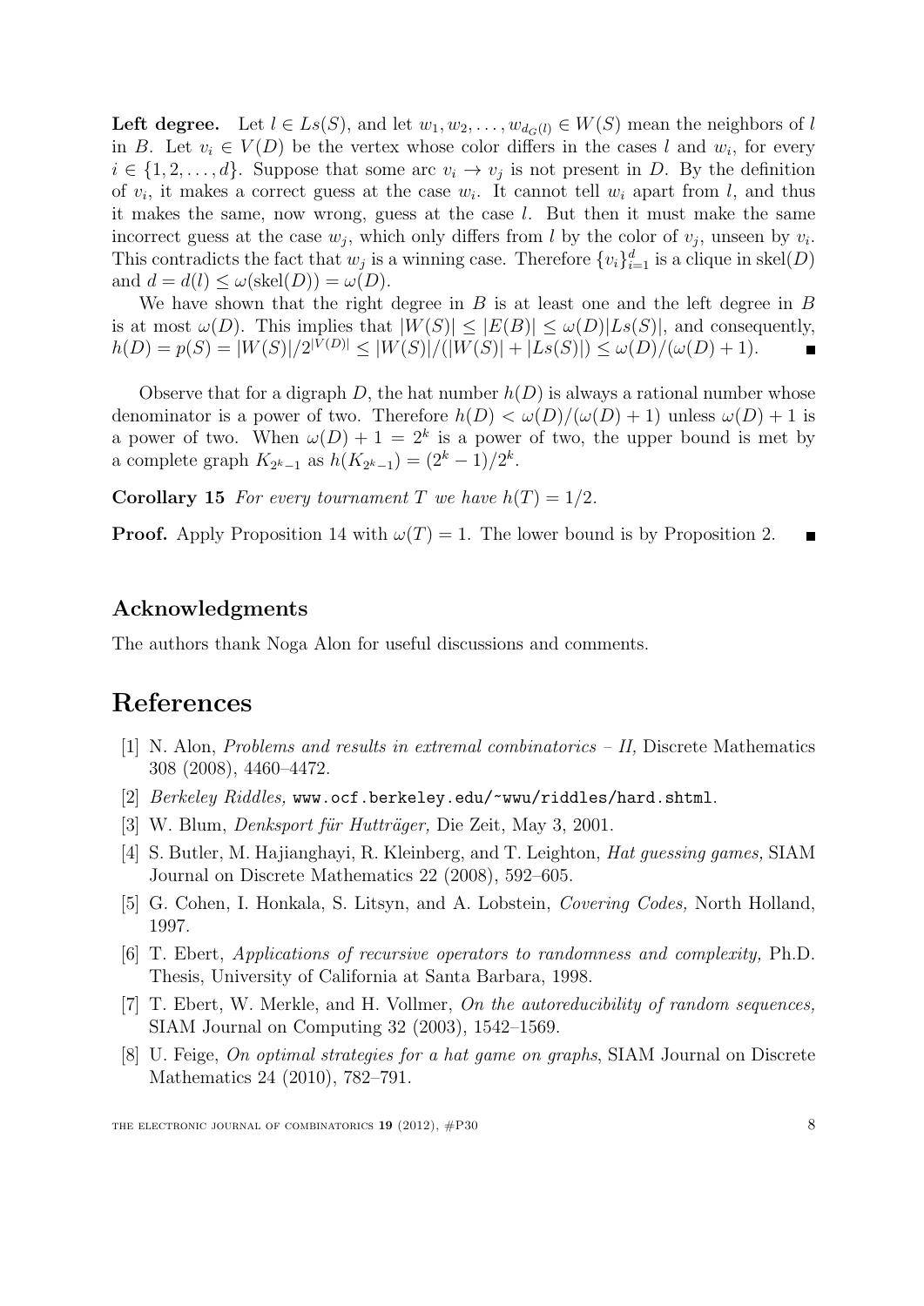**Left degree.** Let $l \in Ls(S)$, and let $w_1, w_2, \ldots, w_{d_G(l)} \in W(S)$ mean the neighbors of $l$ in $B$. Let $v_i \in V(D)$ be the vertex whose color differs in the cases $l$ and $w_i$, for every $i \in \{1, 2, \ldots, d\}$. Suppose that some arc $v_i \to v_j$ is not present in $D$. By the definition of $v_i$, it makes a correct guess at the case $w_i$. It cannot tell $w_i$ apart from $l$, and thus it makes the same, now wrong, guess at the case $l$. But then it must make the same incorrect guess at the case $w_j$, which only differs from $l$ by the color of $v_j$, unseen by $v_i$. This contradicts the fact that $w_j$ is a winning case. Therefore $\{v_i\}_{i=1}^d$ is a clique in $\text{skel}(D)$ and $d = d(l) \leq \omega(\text{skel}(D)) = \omega(D)$.

We have shown that the right degree in $B$ is at least one and the left degree in $B$ is at most $\omega(D)$. This implies that $|W(S)| \leq |E(B)| \leq \omega(D)|Ls(S)|$, and consequently, $h(D) = p(S) = |W(S)|/2^{|V(D)|} \leq |W(S)|/(|W(S)| + |Ls(S)|) \leq \omega(D)/(\omega(D)+1)$. ∎

Observe that for a digraph $D$, the hat number $h(D)$ is always a rational number whose denominator is a power of two. Therefore $h(D) < \omega(D)/(\omega(D)+1)$ unless $\omega(D)+1$ is a power of two. When $\omega(D) + 1 = 2^k$ is a power of two, the upper bound is met by a complete graph $K_{2^k-1}$ as $h(K_{2^k-1}) = (2^k - 1)/2^k$.

**Corollary 15** *For every tournament $T$ we have $h(T) = 1/2$.*

**Proof.** Apply Proposition 14 with $\omega(T) = 1$. The lower bound is by Proposition 2. ∎

## Acknowledgments

The authors thank Noga Alon for useful discussions and comments.

# References

[1] N. Alon, *Problems and results in extremal combinatorics – II,* Discrete Mathematics 308 (2008), 4460–4472.

[2] *Berkeley Riddles,* www.ocf.berkeley.edu/~wwu/riddles/hard.shtml.

[3] W. Blum, *Denksport für Hutträger,* Die Zeit, May 3, 2001.

[4] S. Butler, M. Hajiaghayi, R. Kleinberg, and T. Leighton, *Hat guessing games,* SIAM Journal on Discrete Mathematics 22 (2008), 592–605.

[5] G. Cohen, I. Honkala, S. Litsyn, and A. Lobstein, *Covering Codes,* North Holland, 1997.

[6] T. Ebert, *Applications of recursive operators to randomness and complexity,* Ph.D. Thesis, University of California at Santa Barbara, 1998.

[7] T. Ebert, W. Merkle, and H. Vollmer, *On the autoreducibility of random sequences,* SIAM Journal on Computing 32 (2003), 1542–1569.

[8] U. Feige, *On optimal strategies for a hat game on graphs*, SIAM Journal on Discrete Mathematics 24 (2010), 782–791.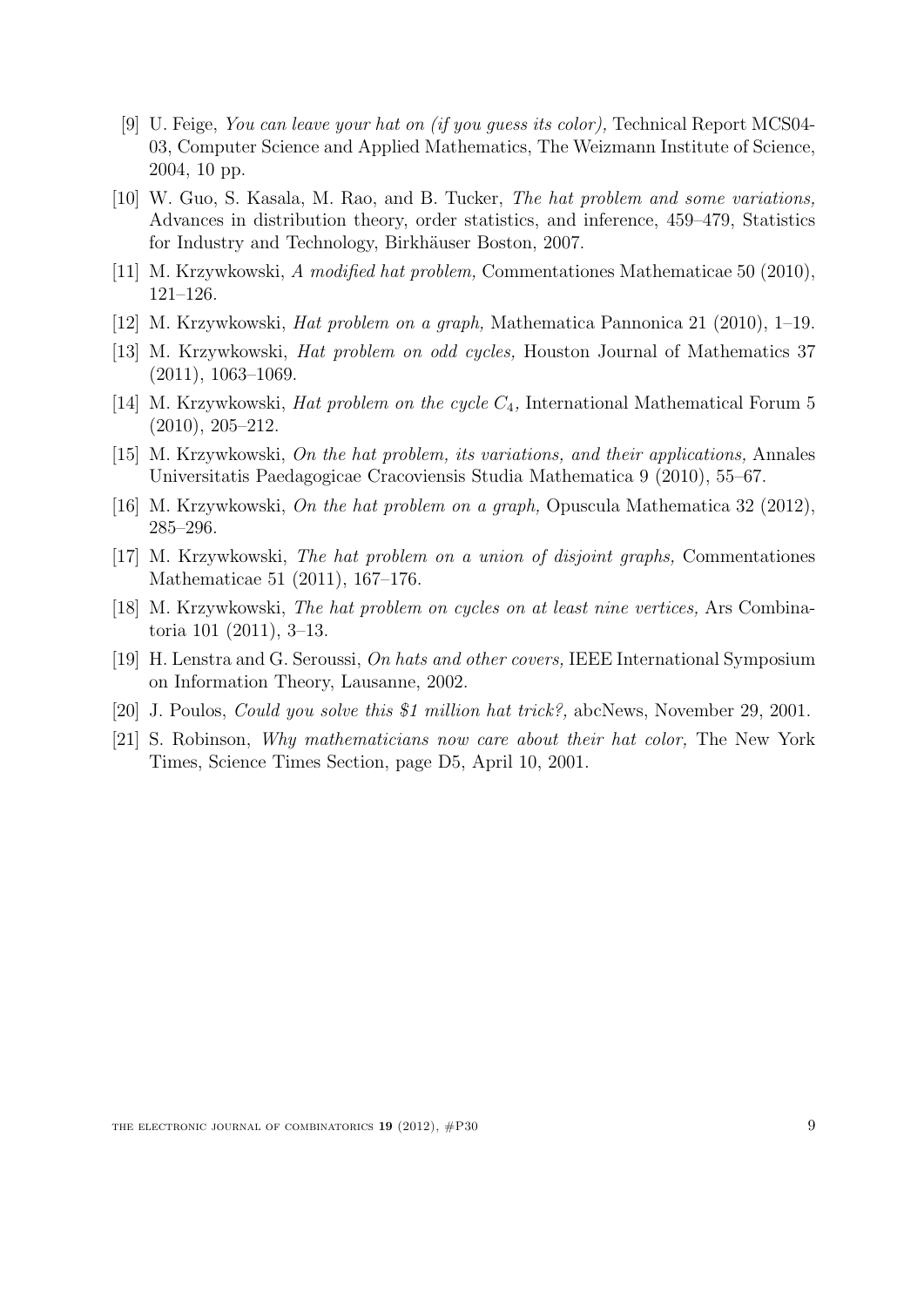[9] U. Feige, *You can leave your hat on (if you guess its color),* Technical Report MCS04-03, Computer Science and Applied Mathematics, The Weizmann Institute of Science, 2004, 10 pp.

[10] W. Guo, S. Kasala, M. Rao, and B. Tucker, *The hat problem and some variations,* Advances in distribution theory, order statistics, and inference, 459–479, Statistics for Industry and Technology, Birkhäuser Boston, 2007.

[11] M. Krzywkowski, *A modified hat problem,* Commentationes Mathematicae 50 (2010), 121–126.

[12] M. Krzywkowski, *Hat problem on a graph,* Mathematica Pannonica 21 (2010), 1–19.

[13] M. Krzywkowski, *Hat problem on odd cycles,* Houston Journal of Mathematics 37 (2011), 1063–1069.

[14] M. Krzywkowski, *Hat problem on the cycle $C_4$,* International Mathematical Forum 5 (2010), 205–212.

[15] M. Krzywkowski, *On the hat problem, its variations, and their applications,* Annales Universitatis Paedagogicae Cracoviensis Studia Mathematica 9 (2010), 55–67.

[16] M. Krzywkowski, *On the hat problem on a graph,* Opuscula Mathematica 32 (2012), 285–296.

[17] M. Krzywkowski, *The hat problem on a union of disjoint graphs,* Commentationes Mathematicae 51 (2011), 167–176.

[18] M. Krzywkowski, *The hat problem on cycles on at least nine vertices,* Ars Combinatoria 101 (2011), 3–13.

[19] H. Lenstra and G. Seroussi, *On hats and other covers,* IEEE International Symposium on Information Theory, Lausanne, 2002.

[20] J. Poulos, *Could you solve this $1 million hat trick?,* abcNews, November 29, 2001.

[21] S. Robinson, *Why mathematicians now care about their hat color,* The New York Times, Science Times Section, page D5, April 10, 2001.